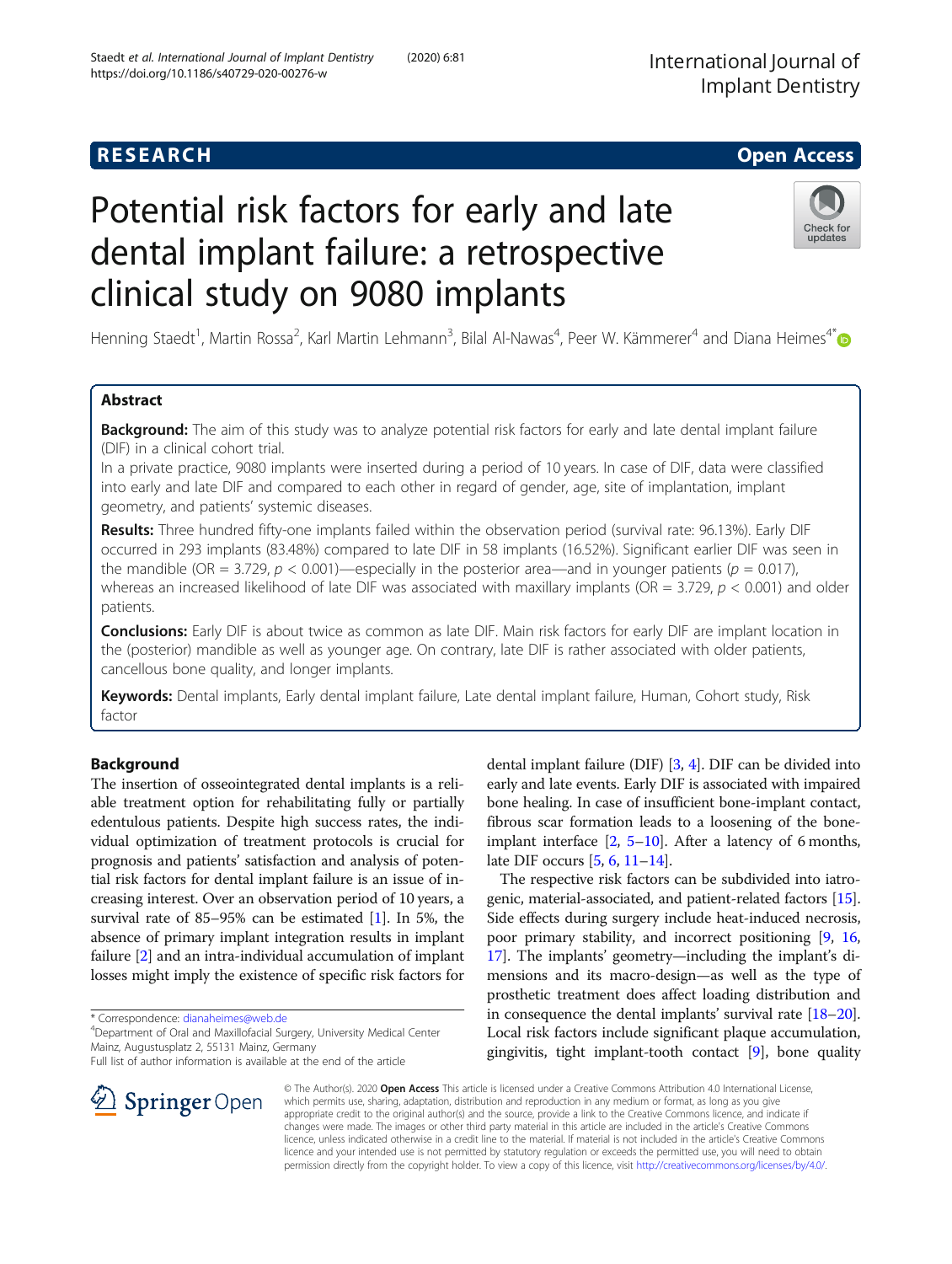RESEARCH

Open Access

# Potential risk factors for early and late dental implant failure: a retrospective clinical study on 9080 implants

Henning Staedt[1], Martin Rossa[2], Karl Martin Lehmann[3], Bilal Al-Nawas[4], Peer W. Kämmerer[4] and Diana Heimes[4*]

## Abstract

**Background:** The aim of this study was to analyze potential risk factors for early and late dental implant failure (DIF) in a clinical cohort trial.

In a private practice, 9080 implants were inserted during a period of 10 years. In case of DIF, data were classified into early and late DIF and compared to each other in regard of gender, age, site of implantation, implant geometry, and patients' systemic diseases.

**Results:** Three hundred fifty-one implants failed within the observation period (survival rate: 96.13%). Early DIF occurred in 293 implants (83.48%) compared to late DIF in 58 implants (16.52%). Significant earlier DIF was seen in the mandible (OR = 3.729, $p < 0.001$)—especially in the posterior area—and in younger patients ($p = 0.017$), whereas an increased likelihood of late DIF was associated with maxillary implants (OR = 3.729, $p < 0.001$) and older patients.

**Conclusions:** Early DIF is about twice as common as late DIF. Main risk factors for early DIF are implant location in the (posterior) mandible as well as younger age. On contrary, late DIF is rather associated with older patients, cancellous bone quality, and longer implants.

**Keywords:** Dental implants, Early dental implant failure, Late dental implant failure, Human, Cohort study, Risk factor

## Background

The insertion of osseointegrated dental implants is a reliable treatment option for rehabilitating fully or partially edentulous patients. Despite high success rates, the individual optimization of treatment protocols is crucial for prognosis and patients' satisfaction and analysis of potential risk factors for dental implant failure is an issue of increasing interest. Over an observation period of 10 years, a survival rate of 85–95% can be estimated [1]. In 5%, the absence of primary implant integration results in implant failure [2] and an intra-individual accumulation of implant losses might imply the existence of specific risk factors for dental implant failure (DIF) [3, 4]. DIF can be divided into early and late events. Early DIF is associated with impaired bone healing. In case of insufficient bone-implant contact, fibrous scar formation leads to a loosening of the bone-implant interface [2, 5–10]. After a latency of 6 months, late DIF occurs [5, 6, 11–14].

The respective risk factors can be subdivided into iatrogenic, material-associated, and patient-related factors [15]. Side effects during surgery include heat-induced necrosis, poor primary stability, and incorrect positioning [9, 16, 17]. The implants' geometry—including the implant's dimensions and its macro-design—as well as the type of prosthetic treatment does affect loading distribution and in consequence the dental implants' survival rate [18–20]. Local risk factors include significant plaque accumulation, gingivitis, tight implant-tooth contact [9], bone quality

* Correspondence: dianaheimes@web.de
[4]Department of Oral and Maxillofacial Surgery, University Medical Center Mainz, Augustusplatz 2, 55131 Mainz, Germany
Full list of author information is available at the end of the article

© The Author(s). 2020 **Open Access** This article is licensed under a Creative Commons Attribution 4.0 International License, which permits use, sharing, adaptation, distribution and reproduction in any medium or format, as long as you give appropriate credit to the original author(s) and the source, provide a link to the Creative Commons licence, and indicate if changes were made. The images or other third party material in this article are included in the article's Creative Commons licence, unless indicated otherwise in a credit line to the material. If material is not included in the article's Creative Commons licence and your intended use is not permitted by statutory regulation or exceeds the permitted use, you will need to obtain permission directly from the copyright holder. To view a copy of this licence, visit http://creativecommons.org/licenses/by/4.0/.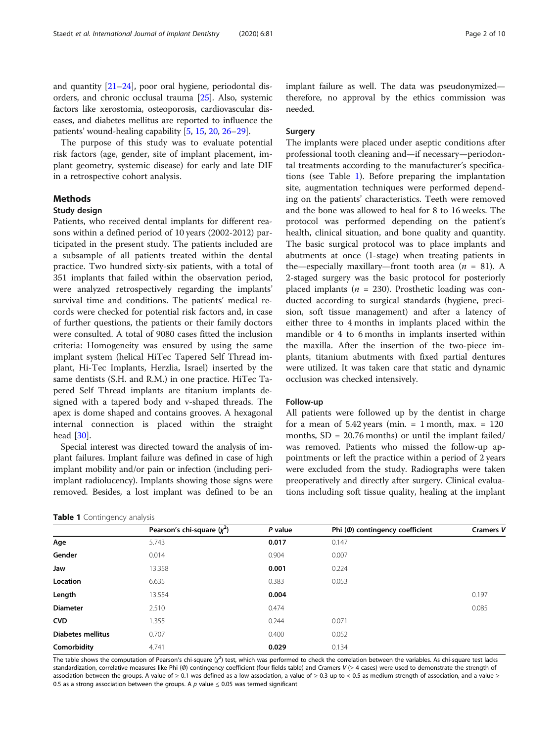and quantity [21–24], poor oral hygiene, periodontal disorders, and chronic occlusal trauma [25]. Also, systemic factors like xerostomia, osteoporosis, cardiovascular diseases, and diabetes mellitus are reported to influence the patients' wound-healing capability [5, 15, 20, 26–29].

The purpose of this study was to evaluate potential risk factors (age, gender, site of implant placement, implant geometry, systemic disease) for early and late DIF in a retrospective cohort analysis.

## Methods

### Study design

Patients, who received dental implants for different reasons within a defined period of 10 years (2002-2012) participated in the present study. The patients included are a subsample of all patients treated within the dental practice. Two hundred sixty-six patients, with a total of 351 implants that failed within the observation period, were analyzed retrospectively regarding the implants' survival time and conditions. The patients' medical records were checked for potential risk factors and, in case of further questions, the patients or their family doctors were consulted. A total of 9080 cases fitted the inclusion criteria: Homogeneity was ensured by using the same implant system (helical HiTec Tapered Self Thread implant, Hi-Tec Implants, Herzlia, Israel) inserted by the same dentists (S.H. and R.M.) in one practice. HiTec Tapered Self Thread implants are titanium implants designed with a tapered body and v-shaped threads. The apex is dome shaped and contains grooves. A hexagonal internal connection is placed within the straight head [30].

Special interest was directed toward the analysis of implant failures. Implant failure was defined in case of high implant mobility and/or pain or infection (including peri-implant radiolucency). Implants showing those signs were removed. Besides, a lost implant was defined to be an implant failure as well. The data was pseudonymized—therefore, no approval by the ethics commission was needed.

### Surgery

The implants were placed under aseptic conditions after professional tooth cleaning and—if necessary—periodontal treatments according to the manufacturer's specifications (see Table 1). Before preparing the implantation site, augmentation techniques were performed depending on the patients' characteristics. Teeth were removed and the bone was allowed to heal for 8 to 16 weeks. The protocol was performed depending on the patient's health, clinical situation, and bone quality and quantity. The basic surgical protocol was to place implants and abutments at once (1-stage) when treating patients in the—especially maxillary—front tooth area ($n$ = 81). A 2-staged surgery was the basic protocol for posteriorly placed implants ($n$ = 230). Prosthetic loading was conducted according to surgical standards (hygiene, precision, soft tissue management) and after a latency of either three to 4 months in implants placed within the mandible or 4 to 6 months in implants inserted within the maxilla. After the insertion of the two-piece implants, titanium abutments with fixed partial dentures were utilized. It was taken care that static and dynamic occlusion was checked intensively.

### Follow-up

All patients were followed up by the dentist in charge for a mean of 5.42 years (min. = 1 month, max. = 120 months, SD = 20.76 months) or until the implant failed/was removed. Patients who missed the follow-up appointments or left the practice within a period of 2 years were excluded from the study. Radiographs were taken preoperatively and directly after surgery. Clinical evaluations including soft tissue quality, healing at the implant

**Table 1** Contingency analysis

| | Pearson's chi-square ($\chi^2$) | *P* value | Phi (*Φ*) contingency coefficient | Cramers *V* |
|---|---|---|---|---|
| **Age** | 5.743 | **0.017** | 0.147 | |
| **Gender** | 0.014 | 0.904 | 0.007 | |
| **Jaw** | 13.358 | **0.001** | 0.224 | |
| **Location** | 6.635 | 0.383 | 0.053 | |
| **Length** | 13.554 | **0.004** | | 0.197 |
| **Diameter** | 2.510 | 0.474 | | 0.085 |
| **CVD** | 1.355 | 0.244 | 0.071 | |
| **Diabetes mellitus** | 0.707 | 0.400 | 0.052 | |
| **Comorbidity** | 4.741 | **0.029** | 0.134 | |

The table shows the computation of Pearson's chi-square ($\chi^2$) test, which was performed to check the correlation between the variables. As chi-square test lacks standardization, correlative measures like Phi (*Φ*) contingency coefficient (four fields table) and Cramers *V* (≥ 4 cases) were used to demonstrate the strength of association between the groups. A value of ≥ 0.1 was defined as a low association, a value of ≥ 0.3 up to < 0.5 as medium strength of association, and a value ≥ 0.5 as a strong association between the groups. A $p$ value ≤ 0.05 was termed significant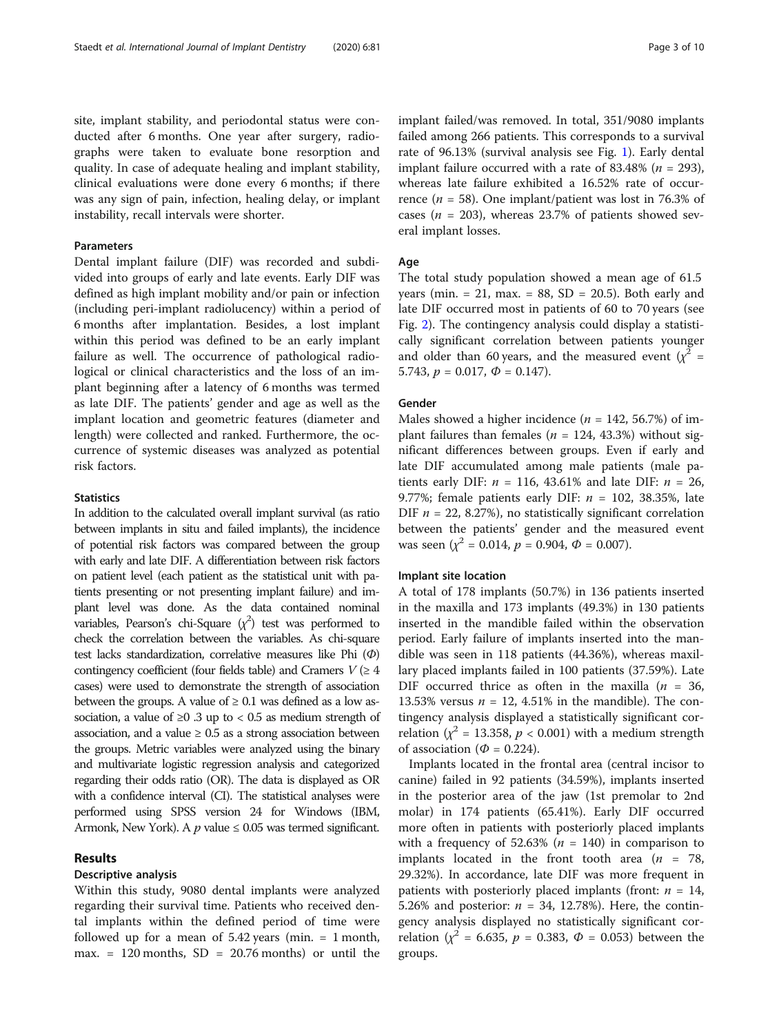site, implant stability, and periodontal status were conducted after 6 months. One year after surgery, radiographs were taken to evaluate bone resorption and quality. In case of adequate healing and implant stability, clinical evaluations were done every 6 months; if there was any sign of pain, infection, healing delay, or implant instability, recall intervals were shorter.

### Parameters

Dental implant failure (DIF) was recorded and subdivided into groups of early and late events. Early DIF was defined as high implant mobility and/or pain or infection (including peri-implant radiolucency) within a period of 6 months after implantation. Besides, a lost implant within this period was defined to be an early implant failure as well. The occurrence of pathological radiological or clinical characteristics and the loss of an implant beginning after a latency of 6 months was termed as late DIF. The patients' gender and age as well as the implant location and geometric features (diameter and length) were collected and ranked. Furthermore, the occurrence of systemic diseases was analyzed as potential risk factors.

### Statistics

In addition to the calculated overall implant survival (as ratio between implants in situ and failed implants), the incidence of potential risk factors was compared between the group with early and late DIF. A differentiation between risk factors on patient level (each patient as the statistical unit with patients presenting or not presenting implant failure) and implant level was done. As the data contained nominal variables, Pearson's chi-Square ($\chi^2$) test was performed to check the correlation between the variables. As chi-square test lacks standardization, correlative measures like Phi ($\Phi$) contingency coefficient (four fields table) and Cramers $V$ ($\geq 4$ cases) were used to demonstrate the strength of association between the groups. A value of $\geq 0.1$ was defined as a low association, a value of $\geq 0$ .3 up to $< 0.5$ as medium strength of association, and a value $\geq 0.5$ as a strong association between the groups. Metric variables were analyzed using the binary and multivariate logistic regression analysis and categorized regarding their odds ratio (OR). The data is displayed as OR with a confidence interval (CI). The statistical analyses were performed using SPSS version 24 for Windows (IBM, Armonk, New York). A $p$ value $\leq 0.05$ was termed significant.

## Results

### Descriptive analysis

Within this study, 9080 dental implants were analyzed regarding their survival time. Patients who received dental implants within the defined period of time were followed up for a mean of 5.42 years (min. = 1 month, max. = 120 months, SD = 20.76 months) or until the implant failed/was removed. In total, 351/9080 implants failed among 266 patients. This corresponds to a survival rate of 96.13% (survival analysis see Fig. 1). Early dental implant failure occurred with a rate of 83.48% ($n$ = 293), whereas late failure exhibited a 16.52% rate of occurrence ($n$ = 58). One implant/patient was lost in 76.3% of cases ($n$ = 203), whereas 23.7% of patients showed several implant losses.

### Age

The total study population showed a mean age of 61.5 years (min. = 21, max. = 88, SD = 20.5). Both early and late DIF occurred most in patients of 60 to 70 years (see Fig. 2). The contingency analysis could display a statistically significant correlation between patients younger and older than 60 years, and the measured event ($\chi^2$ = 5.743, $p$ = 0.017, $\Phi$ = 0.147).

### Gender

Males showed a higher incidence ($n$ = 142, 56.7%) of implant failures than females ($n$ = 124, 43.3%) without significant differences between groups. Even if early and late DIF accumulated among male patients (male patients early DIF: $n$ = 116, 43.61% and late DIF: $n$ = 26, 9.77%; female patients early DIF: $n$ = 102, 38.35%, late DIF $n$ = 22, 8.27%), no statistically significant correlation between the patients' gender and the measured event was seen ($\chi^2$ = 0.014, $p$ = 0.904, $\Phi$ = 0.007).

### Implant site location

A total of 178 implants (50.7%) in 136 patients inserted in the maxilla and 173 implants (49.3%) in 130 patients inserted in the mandible failed within the observation period. Early failure of implants inserted into the mandible was seen in 118 patients (44.36%), whereas maxillary placed implants failed in 100 patients (37.59%). Late DIF occurred thrice as often in the maxilla ($n$ = 36, 13.53% versus $n$ = 12, 4.51% in the mandible). The contingency analysis displayed a statistically significant correlation ($\chi^2$ = 13.358, $p$ < 0.001) with a medium strength of association ($\Phi$ = 0.224).

Implants located in the frontal area (central incisor to canine) failed in 92 patients (34.59%), implants inserted in the posterior area of the jaw (1st premolar to 2nd molar) in 174 patients (65.41%). Early DIF occurred more often in patients with posteriorly placed implants with a frequency of 52.63% ($n$ = 140) in comparison to implants located in the front tooth area ($n$ = 78, 29.32%). In accordance, late DIF was more frequent in patients with posteriorly placed implants (front: $n$ = 14, 5.26% and posterior: $n$ = 34, 12.78%). Here, the contingency analysis displayed no statistically significant correlation ($\chi^2$ = 6.635, $p$ = 0.383, $\Phi$ = 0.053) between the groups.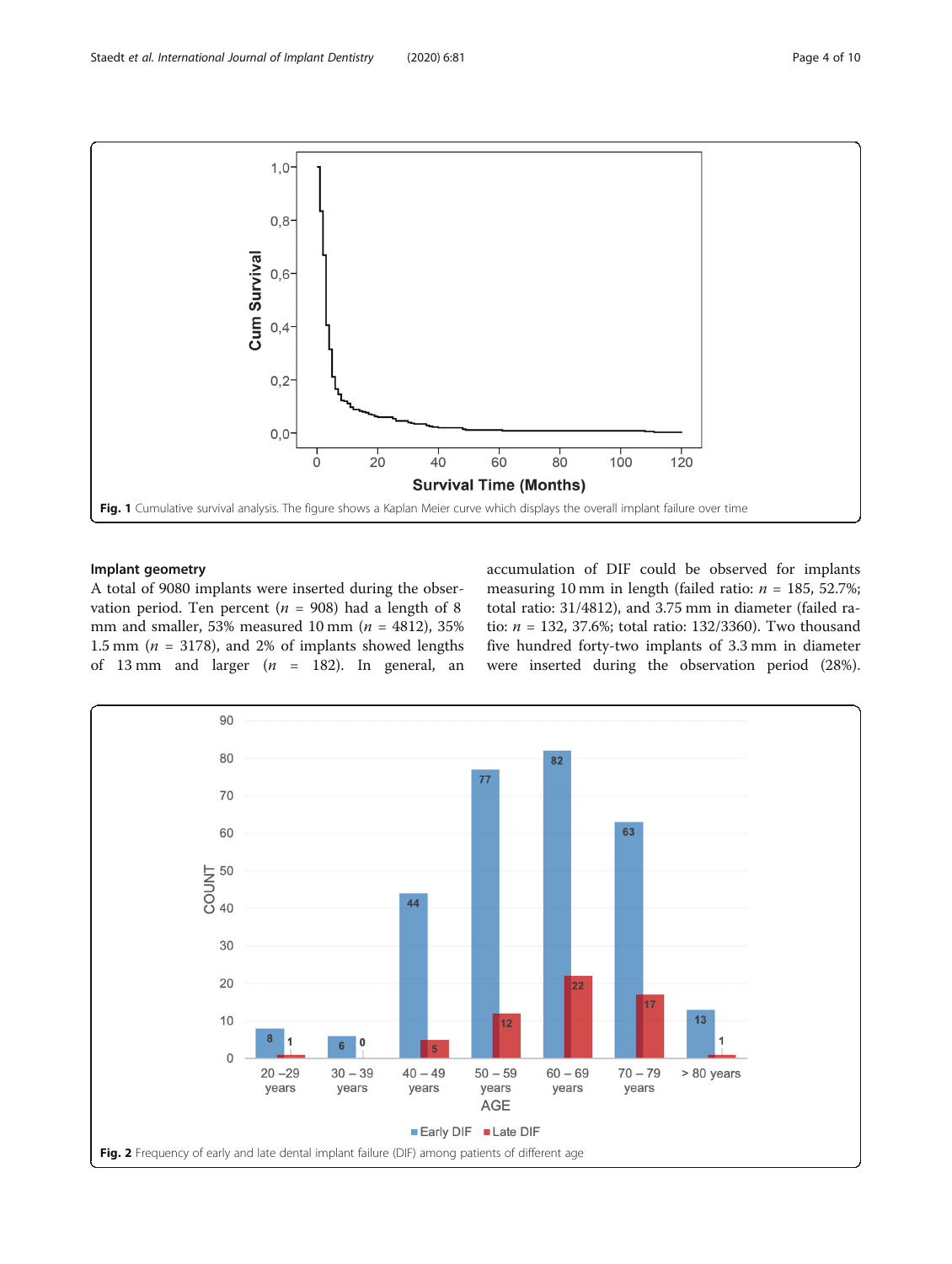1,0
0,8
0,6
0,4
0,2
0,0
Cum Survival
0 20 40 60 80 100 120
Survival Time (Months)

**Fig. 1** Cumulative survival analysis. The figure shows a Kaplan Meier curve which displays the overall implant failure over time

### Implant geometry

A total of 9080 implants were inserted during the observation period. Ten percent ($n$ = 908) had a length of 8 mm and smaller, 53% measured 10 mm ($n$ = 4812), 35% 1.5 mm ($n$ = 3178), and 2% of implants showed lengths of 13 mm and larger ($n$ = 182). In general, an accumulation of DIF could be observed for implants measuring 10 mm in length (failed ratio: $n$ = 185, 52.7%; total ratio: 31/4812), and 3.75 mm in diameter (failed ratio: $n$ = 132, 37.6%; total ratio: 132/3360). Two thousand five hundred forty-two implants of 3.3 mm in diameter were inserted during the observation period (28%).

90
80
70
60
50
40
30
20
10
0
COUNT
8 1
6 0
44 5
77 12
82 22
63 17
13 1
20 –29 years
30 – 39 years
40 – 49 years
50 – 59 years
60 – 69 years
70 – 79 years
> 80 years
AGE
Early DIF
Late DIF

**Fig. 2** Frequency of early and late dental implant failure (DIF) among patients of different age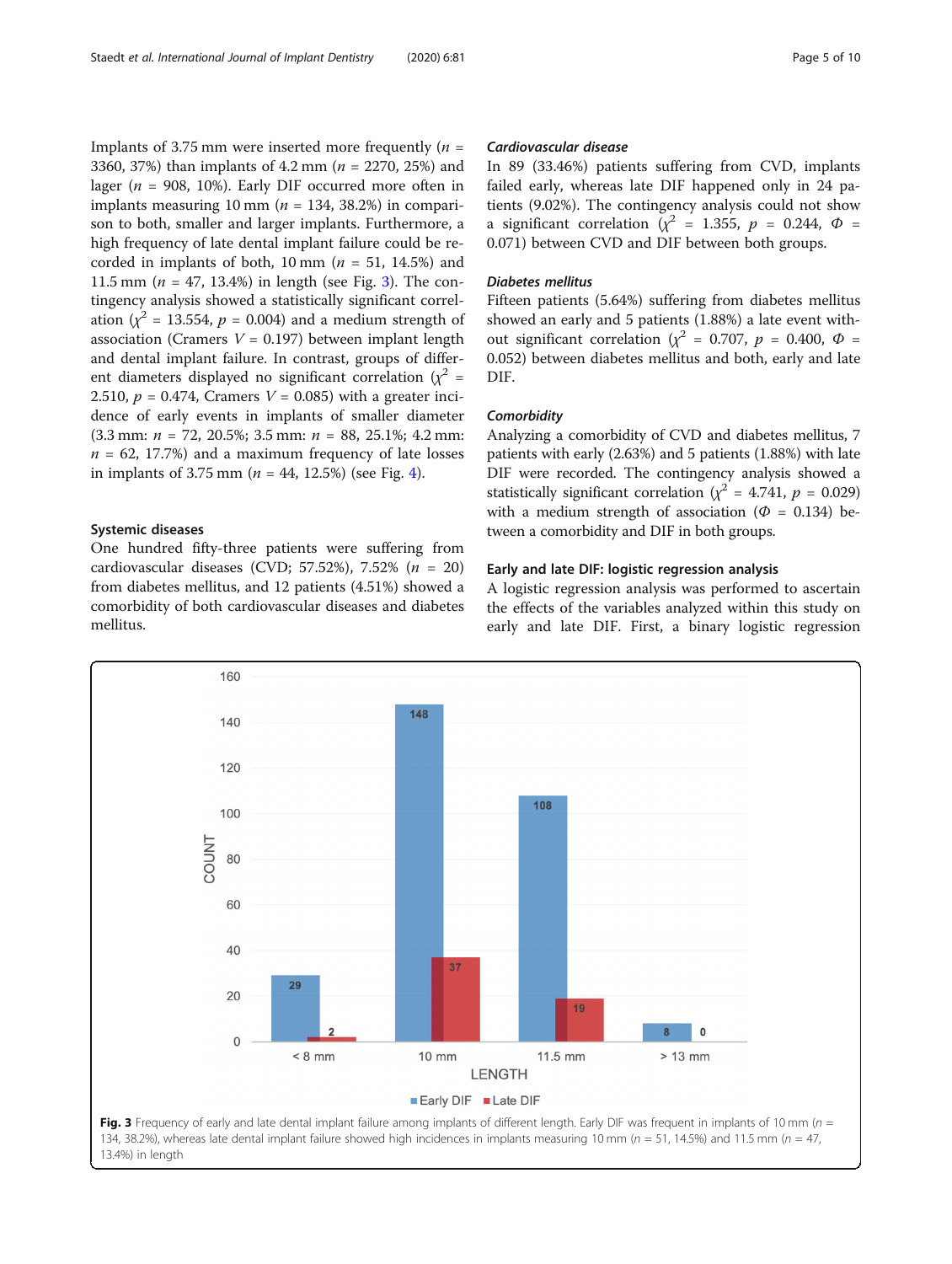Implants of 3.75 mm were inserted more frequently ($n$ = 3360, 37%) than implants of 4.2 mm ($n$ = 2270, 25%) and lager ($n$ = 908, 10%). Early DIF occurred more often in implants measuring 10 mm ($n$ = 134, 38.2%) in comparison to both, smaller and larger implants. Furthermore, a high frequency of late dental implant failure could be recorded in implants of both, 10 mm ($n$ = 51, 14.5%) and 11.5 mm ($n$ = 47, 13.4%) in length (see Fig. 3). The contingency analysis showed a statistically significant correlation ($\chi^2$ = 13.554, $p$ = 0.004) and a medium strength of association (Cramers $V$ = 0.197) between implant length and dental implant failure. In contrast, groups of different diameters displayed no significant correlation ($\chi^2$ = 2.510, $p$ = 0.474, Cramers $V$ = 0.085) with a greater incidence of early events in implants of smaller diameter (3.3 mm: $n$ = 72, 20.5%; 3.5 mm: $n$ = 88, 25.1%; 4.2 mm: $n$ = 62, 17.7%) and a maximum frequency of late losses in implants of 3.75 mm ($n$ = 44, 12.5%) (see Fig. 4).

## Systemic diseases

One hundred fifty-three patients were suffering from cardiovascular diseases (CVD; 57.52%), 7.52% ($n$ = 20) from diabetes mellitus, and 12 patients (4.51%) showed a comorbidity of both cardiovascular diseases and diabetes mellitus.

### *Cardiovascular disease*

In 89 (33.46%) patients suffering from CVD, implants failed early, whereas late DIF happened only in 24 patients (9.02%). The contingency analysis could not show a significant correlation ($\chi^2$ = 1.355, $p$ = 0.244, $\Phi$ = 0.071) between CVD and DIF between both groups.

### *Diabetes mellitus*

Fifteen patients (5.64%) suffering from diabetes mellitus showed an early and 5 patients (1.88%) a late event without significant correlation ($\chi^2$ = 0.707, $p$ = 0.400, $\Phi$ = 0.052) between diabetes mellitus and both, early and late DIF.

### *Comorbidity*

Analyzing a comorbidity of CVD and diabetes mellitus, 7 patients with early (2.63%) and 5 patients (1.88%) with late DIF were recorded. The contingency analysis showed a statistically significant correlation ($\chi^2$ = 4.741, $p$ = 0.029) with a medium strength of association ($\Phi$ = 0.134) between a comorbidity and DIF in both groups.

## Early and late DIF: logistic regression analysis

A logistic regression analysis was performed to ascertain the effects of the variables analyzed within this study on early and late DIF. First, a binary logistic regression

160
140
120
100
80
60
40
20
0
COUNT
148
108
37
29
19
8
2
0
< 8 mm
10 mm
11.5 mm
> 13 mm
LENGTH
Early DIF
Late DIF

**Fig. 3** Frequency of early and late dental implant failure among implants of different length. Early DIF was frequent in implants of 10 mm ($n$ = 134, 38.2%), whereas late dental implant failure showed high incidences in implants measuring 10 mm ($n$ = 51, 14.5%) and 11.5 mm ($n$ = 47, 13.4%) in length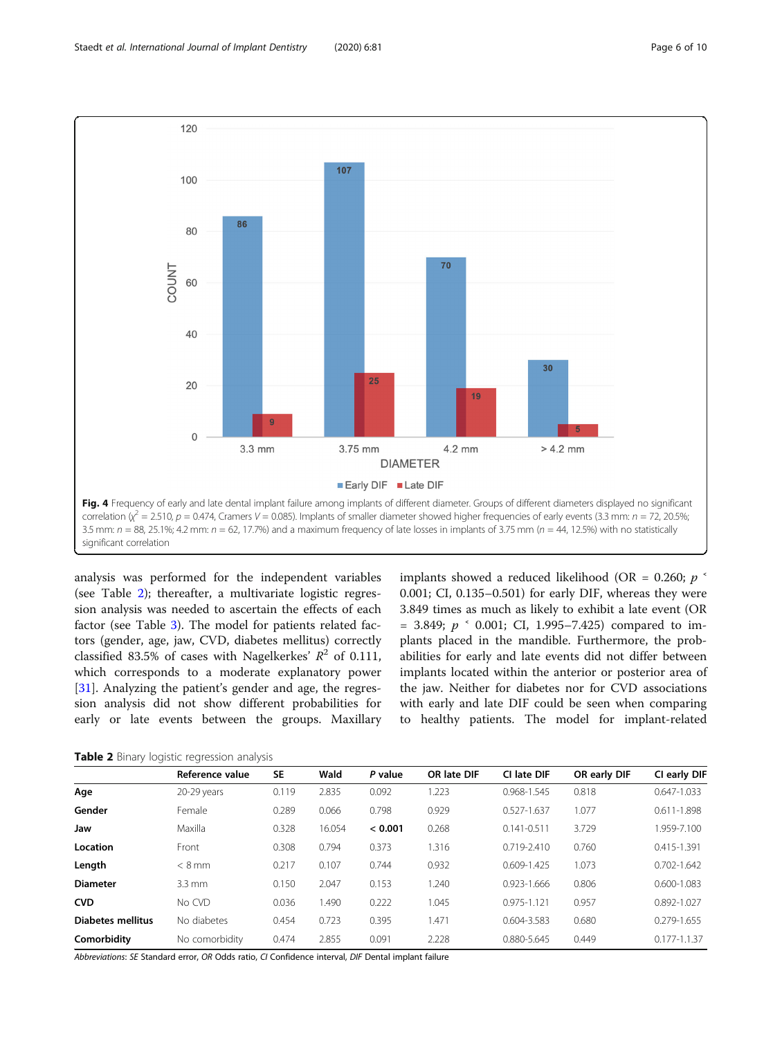120
100
80
60
40
20
0

COUNT

86
9
107
25
70
19
30
5

3.3 mm
3.75 mm
4.2 mm
> 4.2 mm

DIAMETER

Early DIF
Late DIF

**Fig. 4** Frequency of early and late dental implant failure among implants of different diameter. Groups of different diameters displayed no significant correlation ($\chi^2$ = 2.510, $p$ = 0.474, Cramers $V$ = 0.085). Implants of smaller diameter showed higher frequencies of early events (3.3 mm: $n$ = 72, 20.5%; 3.5 mm: $n$ = 88, 25.1%; 4.2 mm: $n$ = 62, 17.7%) and a maximum frequency of late losses in implants of 3.75 mm ($n$ = 44, 12.5%) with no statistically significant correlation

analysis was performed for the independent variables (see Table 2); thereafter, a multivariate logistic regression analysis was needed to ascertain the effects of each factor (see Table 3). The model for patients related factors (gender, age, jaw, CVD, diabetes mellitus) correctly classified 83.5% of cases with Nagelkerkes' $R^2$ of 0.111, which corresponds to a moderate explanatory power [31]. Analyzing the patient's gender and age, the regression analysis did not show different probabilities for early or late events between the groups. Maxillary implants showed a reduced likelihood (OR = 0.260; $p < 0.001$; CI, 0.135–0.501) for early DIF, whereas they were 3.849 times as much as likely to exhibit a late event (OR = 3.849; $p < 0.001$; CI, 1.995–7.425) compared to implants placed in the mandible. Furthermore, the probabilities for early and late events did not differ between implants located within the anterior or posterior area of the jaw. Neither for diabetes nor for CVD associations with early and late DIF could be seen when comparing to healthy patients. The model for implant-related

**Table 2** Binary logistic regression analysis

| | Reference value | SE | Wald | *P* value | OR late DIF | CI late DIF | OR early DIF | CI early DIF |
|---|---|---|---|---|---|---|---|---|
| **Age** | 20-29 years | 0.119 | 2.835 | 0.092 | 1.223 | 0.968-1.545 | 0.818 | 0.647-1.033 |
| **Gender** | Female | 0.289 | 0.066 | 0.798 | 0.929 | 0.527-1.637 | 1.077 | 0.611-1.898 |
| **Jaw** | Maxilla | 0.328 | 16.054 | **< 0.001** | 0.268 | 0.141-0.511 | 3.729 | 1.959-7.100 |
| **Location** | Front | 0.308 | 0.794 | 0.373 | 1.316 | 0.719-2.410 | 0.760 | 0.415-1.391 |
| **Length** | < 8 mm | 0.217 | 0.107 | 0.744 | 0.932 | 0.609-1.425 | 1.073 | 0.702-1.642 |
| **Diameter** | 3.3 mm | 0.150 | 2.047 | 0.153 | 1.240 | 0.923-1.666 | 0.806 | 0.600-1.083 |
| **CVD** | No CVD | 0.036 | 1.490 | 0.222 | 1.045 | 0.975-1.121 | 0.957 | 0.892-1.027 |
| **Diabetes mellitus** | No diabetes | 0.454 | 0.723 | 0.395 | 1.471 | 0.604-3.583 | 0.680 | 0.279-1.655 |
| **Comorbidity** | No comorbidity | 0.474 | 2.855 | 0.091 | 2.228 | 0.880-5.645 | 0.449 | 0.177-1.1.37 |

*Abbreviations*: *SE* Standard error, *OR* Odds ratio, *CI* Confidence interval, *DIF* Dental implant failure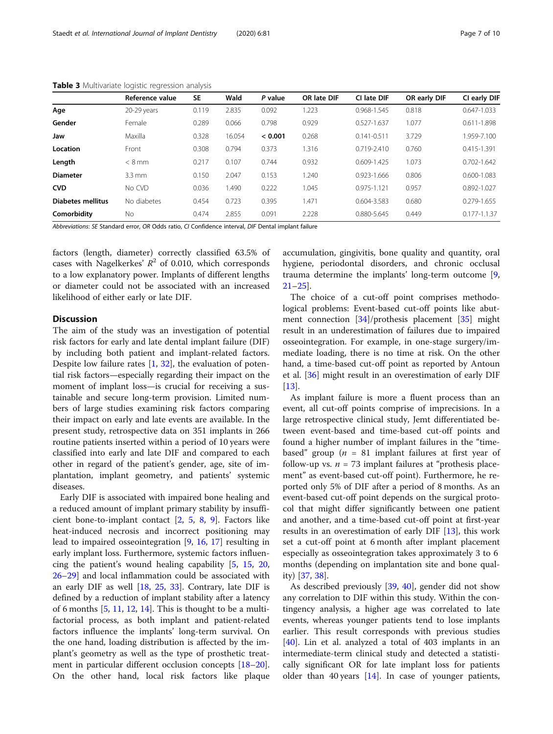**Table 3** Multivariate logistic regression analysis

| | Reference value | SE | Wald | P value | OR late DIF | CI late DIF | OR early DIF | CI early DIF |
|---|---|---|---|---|---|---|---|---|
| **Age** | 20-29 years | 0.119 | 2.835 | 0.092 | 1.223 | 0.968-1.545 | 0.818 | 0.647-1.033 |
| **Gender** | Female | 0.289 | 0.066 | 0.798 | 0.929 | 0.527-1.637 | 1.077 | 0.611-1.898 |
| **Jaw** | Maxilla | 0.328 | 16.054 | **< 0.001** | 0.268 | 0.141-0.511 | 3.729 | 1.959-7.100 |
| **Location** | Front | 0.308 | 0.794 | 0.373 | 1.316 | 0.719-2.410 | 0.760 | 0.415-1.391 |
| **Length** | < 8 mm | 0.217 | 0.107 | 0.744 | 0.932 | 0.609-1.425 | 1.073 | 0.702-1.642 |
| **Diameter** | 3.3 mm | 0.150 | 2.047 | 0.153 | 1.240 | 0.923-1.666 | 0.806 | 0.600-1.083 |
| **CVD** | No CVD | 0.036 | 1.490 | 0.222 | 1.045 | 0.975-1.121 | 0.957 | 0.892-1.027 |
| **Diabetes mellitus** | No diabetes | 0.454 | 0.723 | 0.395 | 1.471 | 0.604-3.583 | 0.680 | 0.279-1.655 |
| **Comorbidity** | No | 0.474 | 2.855 | 0.091 | 2.228 | 0.880-5.645 | 0.449 | 0.177-1.1.37 |

*Abbreviations*: *SE* Standard error, *OR* Odds ratio, *CI* Confidence interval, *DIF* Dental implant failure

factors (length, diameter) correctly classified 63.5% of cases with Nagelkerkes' $R^2$ of 0.010, which corresponds to a low explanatory power. Implants of different lengths or diameter could not be associated with an increased likelihood of either early or late DIF.

## Discussion

The aim of the study was an investigation of potential risk factors for early and late dental implant failure (DIF) by including both patient and implant-related factors. Despite low failure rates [1, 32], the evaluation of potential risk factors—especially regarding their impact on the moment of implant loss—is crucial for receiving a sustainable and secure long-term provision. Limited numbers of large studies examining risk factors comparing their impact on early and late events are available. In the present study, retrospective data on 351 implants in 266 routine patients inserted within a period of 10 years were classified into early and late DIF and compared to each other in regard of the patient's gender, age, site of implantation, implant geometry, and patients' systemic diseases.

Early DIF is associated with impaired bone healing and a reduced amount of implant primary stability by insufficient bone-to-implant contact [2, 5, 8, 9]. Factors like heat-induced necrosis and incorrect positioning may lead to impaired osseointegration [9, 16, 17] resulting in early implant loss. Furthermore, systemic factors influencing the patient's wound healing capability [5, 15, 20, 26–29] and local inflammation could be associated with an early DIF as well [18, 25, 33]. Contrary, late DIF is defined by a reduction of implant stability after a latency of 6 months [5, 11, 12, 14]. This is thought to be a multifactorial process, as both implant and patient-related factors influence the implants' long-term survival. On the one hand, loading distribution is affected by the implant's geometry as well as the type of prosthetic treatment in particular different occlusion concepts [18–20]. On the other hand, local risk factors like plaque accumulation, gingivitis, bone quality and quantity, oral hygiene, periodontal disorders, and chronic occlusal trauma determine the implants' long-term outcome [9, 21–25].

The choice of a cut-off point comprises methodological problems: Event-based cut-off points like abutment connection [34]/prosthesis placement [35] might result in an underestimation of failures due to impaired osseointegration. For example, in one-stage surgery/immediate loading, there is no time at risk. On the other hand, a time-based cut-off point as reported by Antoun et al. [36] might result in an overestimation of early DIF [13].

As implant failure is more a fluent process than an event, all cut-off points comprise of imprecisions. In a large retrospective clinical study, Jemt differentiated between event-based and time-based cut-off points and found a higher number of implant failures in the "time-based" group ($n$ = 81 implant failures at first year of follow-up vs. $n$ = 73 implant failures at "prothesis placement" as event-based cut-off point). Furthermore, he reported only 5% of DIF after a period of 8 months. As an event-based cut-off point depends on the surgical protocol that might differ significantly between one patient and another, and a time-based cut-off point at first-year results in an overestimation of early DIF [13], this work set a cut-off point at 6 month after implant placement especially as osseointegration takes approximately 3 to 6 months (depending on implantation site and bone quality) [37, 38].

As described previously [39, 40], gender did not show any correlation to DIF within this study. Within the contingency analysis, a higher age was correlated to late events, whereas younger patients tend to lose implants earlier. This result corresponds with previous studies [40]. Lin et al. analyzed a total of 403 implants in an intermediate-term clinical study and detected a statistically significant OR for late implant loss for patients older than 40 years [14]. In case of younger patients,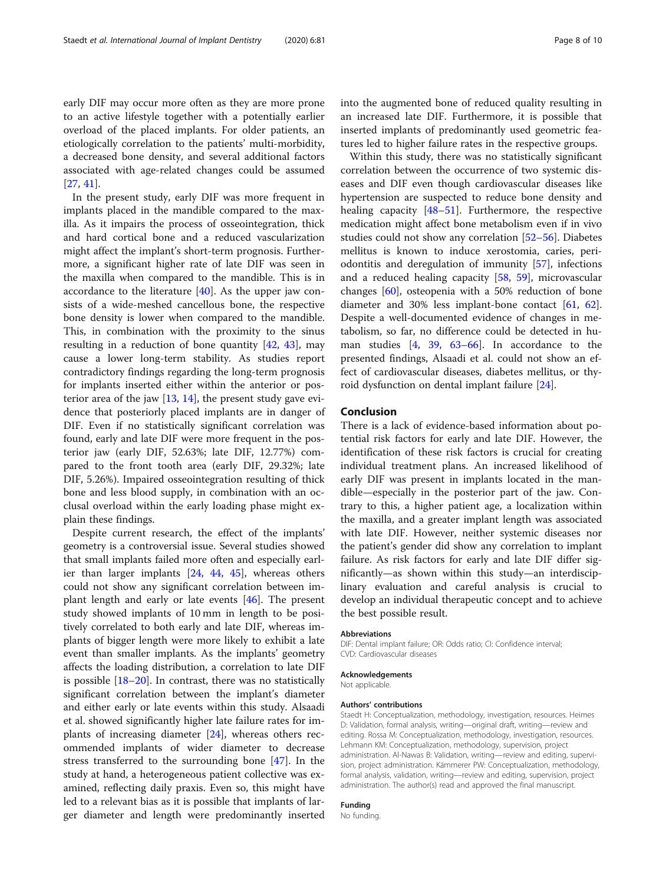early DIF may occur more often as they are more prone to an active lifestyle together with a potentially earlier overload of the placed implants. For older patients, an etiologically correlation to the patients' multi-morbidity, a decreased bone density, and several additional factors associated with age-related changes could be assumed [27, 41].

In the present study, early DIF was more frequent in implants placed in the mandible compared to the maxilla. As it impairs the process of osseointegration, thick and hard cortical bone and a reduced vascularization might affect the implant's short-term prognosis. Furthermore, a significant higher rate of late DIF was seen in the maxilla when compared to the mandible. This is in accordance to the literature [40]. As the upper jaw consists of a wide-meshed cancellous bone, the respective bone density is lower when compared to the mandible. This, in combination with the proximity to the sinus resulting in a reduction of bone quantity [42, 43], may cause a lower long-term stability. As studies report contradictory findings regarding the long-term prognosis for implants inserted either within the anterior or posterior area of the jaw [13, 14], the present study gave evidence that posteriorly placed implants are in danger of DIF. Even if no statistically significant correlation was found, early and late DIF were more frequent in the posterior jaw (early DIF, 52.63%; late DIF, 12.77%) compared to the front tooth area (early DIF, 29.32%; late DIF, 5.26%). Impaired osseointegration resulting of thick bone and less blood supply, in combination with an occlusal overload within the early loading phase might explain these findings.

Despite current research, the effect of the implants' geometry is a controversial issue. Several studies showed that small implants failed more often and especially earlier than larger implants [24, 44, 45], whereas others could not show any significant correlation between implant length and early or late events [46]. The present study showed implants of 10 mm in length to be positively correlated to both early and late DIF, whereas implants of bigger length were more likely to exhibit a late event than smaller implants. As the implants' geometry affects the loading distribution, a correlation to late DIF is possible [18–20]. In contrast, there was no statistically significant correlation between the implant's diameter and either early or late events within this study. Alsaadi et al. showed significantly higher late failure rates for implants of increasing diameter [24], whereas others recommended implants of wider diameter to decrease stress transferred to the surrounding bone [47]. In the study at hand, a heterogeneous patient collective was examined, reflecting daily praxis. Even so, this might have led to a relevant bias as it is possible that implants of larger diameter and length were predominantly inserted into the augmented bone of reduced quality resulting in an increased late DIF. Furthermore, it is possible that inserted implants of predominantly used geometric features led to higher failure rates in the respective groups.

Within this study, there was no statistically significant correlation between the occurrence of two systemic diseases and DIF even though cardiovascular diseases like hypertension are suspected to reduce bone density and healing capacity [48–51]. Furthermore, the respective medication might affect bone metabolism even if in vivo studies could not show any correlation [52–56]. Diabetes mellitus is known to induce xerostomia, caries, periodontitis and deregulation of immunity [57], infections and a reduced healing capacity [58, 59], microvascular changes [60], osteopenia with a 50% reduction of bone diameter and 30% less implant-bone contact [61, 62]. Despite a well-documented evidence of changes in metabolism, so far, no difference could be detected in human studies [4, 39, 63–66]. In accordance to the presented findings, Alsaadi et al. could not show an effect of cardiovascular diseases, diabetes mellitus, or thyroid dysfunction on dental implant failure [24].

## Conclusion

There is a lack of evidence-based information about potential risk factors for early and late DIF. However, the identification of these risk factors is crucial for creating individual treatment plans. An increased likelihood of early DIF was present in implants located in the mandible—especially in the posterior part of the jaw. Contrary to this, a higher patient age, a localization within the maxilla, and a greater implant length was associated with late DIF. However, neither systemic diseases nor the patient's gender did show any correlation to implant failure. As risk factors for early and late DIF differ significantly—as shown within this study—an interdisciplinary evaluation and careful analysis is crucial to develop an individual therapeutic concept and to achieve the best possible result.

### Abbreviations

DIF: Dental implant failure; OR: Odds ratio; CI: Confidence interval; CVD: Cardiovascular diseases

### Acknowledgements

Not applicable.

### Authors' contributions

Staedt H: Conceptualization, methodology, investigation, resources. Heimes D: Validation, formal analysis, writing—original draft, writing—review and editing. Rossa M: Conceptualization, methodology, investigation, resources. Lehmann KM: Conceptualization, methodology, supervision, project administration. Al-Nawas B: Validation, writing—review and editing, supervision, project administration. Kämmerer PW: Conceptualization, methodology, formal analysis, validation, writing—review and editing, supervision, project administration. The author(s) read and approved the final manuscript.

### Funding

No funding.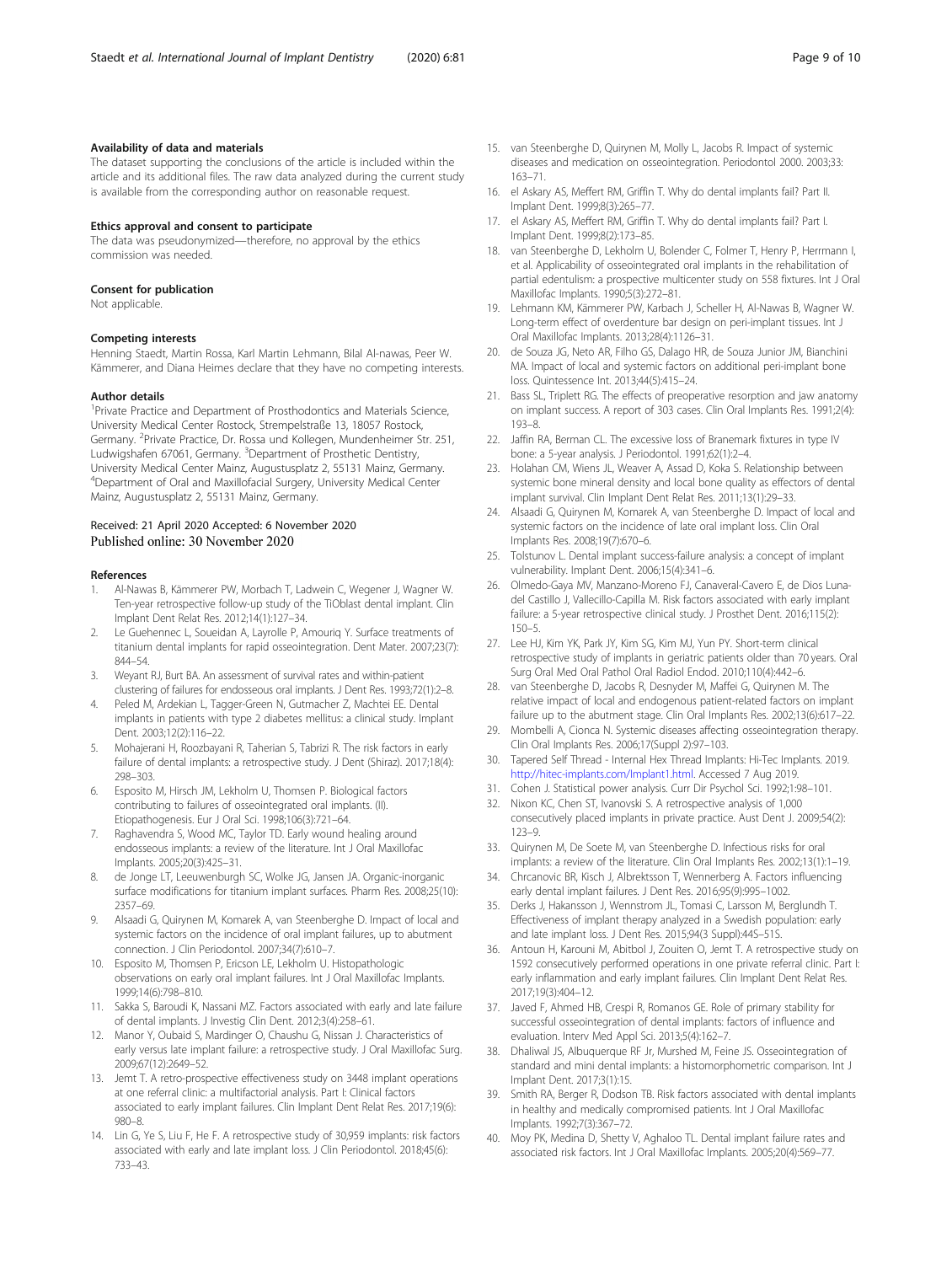#### Availability of data and materials

The dataset supporting the conclusions of the article is included within the article and its additional files. The raw data analyzed during the current study is available from the corresponding author on reasonable request.

#### Ethics approval and consent to participate

The data was pseudonymized—therefore, no approval by the ethics commission was needed.

#### Consent for publication

Not applicable.

#### Competing interests

Henning Staedt, Martin Rossa, Karl Martin Lehmann, Bilal Al-nawas, Peer W. Kämmerer, and Diana Heimes declare that they have no competing interests.

#### Author details

[1]Private Practice and Department of Prosthodontics and Materials Science, University Medical Center Rostock, Strempelstraße 13, 18057 Rostock, Germany. [2]Private Practice, Dr. Rossa und Kollegen, Mundenheimer Str. 251, Ludwigshafen 67061, Germany. [3]Department of Prosthetic Dentistry, University Medical Center Mainz, Augustusplatz 2, 55131 Mainz, Germany. [4]Department of Oral and Maxillofacial Surgery, University Medical Center Mainz, Augustusplatz 2, 55131 Mainz, Germany.

Received: 21 April 2020 Accepted: 6 November 2020
Published online: 30 November 2020

#### References

1. Al-Nawas B, Kämmerer PW, Morbach T, Ladwein C, Wegener J, Wagner W. Ten-year retrospective follow-up study of the TiOblast dental implant. Clin Implant Dent Relat Res. 2012;14(1):127–34.
2. Le Guehennec L, Soueidan A, Layrolle P, Amouriq Y. Surface treatments of titanium dental implants for rapid osseointegration. Dent Mater. 2007;23(7): 844–54.
3. Weyant RJ, Burt BA. An assessment of survival rates and within-patient clustering of failures for endosseous oral implants. J Dent Res. 1993;72(1):2–8.
4. Peled M, Ardekian L, Tagger-Green N, Gutmacher Z, Machtei EE. Dental implants in patients with type 2 diabetes mellitus: a clinical study. Implant Dent. 2003;12(2):116–22.
5. Mohajerani H, Roozbayani R, Taherian S, Tabrizi R. The risk factors in early failure of dental implants: a retrospective study. J Dent (Shiraz). 2017;18(4): 298–303.
6. Esposito M, Hirsch JM, Lekholm U, Thomsen P. Biological factors contributing to failures of osseointegrated oral implants. (II). Etiopathogenesis. Eur J Oral Sci. 1998;106(3):721–64.
7. Raghavendra S, Wood MC, Taylor TD. Early wound healing around endosseous implants: a review of the literature. Int J Oral Maxillofac Implants. 2005;20(3):425–31.
8. de Jonge LT, Leeuwenburgh SC, Wolke JG, Jansen JA. Organic-inorganic surface modifications for titanium implant surfaces. Pharm Res. 2008;25(10): 2357–69.
9. Alsaadi G, Quirynen M, Komarek A, van Steenberghe D. Impact of local and systemic factors on the incidence of oral implant failures, up to abutment connection. J Clin Periodontol. 2007;34(7):610–7.
10. Esposito M, Thomsen P, Ericson LE, Lekholm U. Histopathologic observations on early oral implant failures. Int J Oral Maxillofac Implants. 1999;14(6):798–810.
11. Sakka S, Baroudi K, Nassani MZ. Factors associated with early and late failure of dental implants. J Investig Clin Dent. 2012;3(4):258–61.
12. Manor Y, Oubaid S, Mardinger O, Chaushu G, Nissan J. Characteristics of early versus late implant failure: a retrospective study. J Oral Maxillofac Surg. 2009;67(12):2649–52.
13. Jemt T. A retro-prospective effectiveness study on 3448 implant operations at one referral clinic: a multifactorial analysis. Part I: Clinical factors associated to early implant failures. Clin Implant Dent Relat Res. 2017;19(6): 980–8.
14. Lin G, Ye S, Liu F, He F. A retrospective study of 30,959 implants: risk factors associated with early and late implant loss. J Clin Periodontol. 2018;45(6): 733–43.
15. van Steenberghe D, Quirynen M, Molly L, Jacobs R. Impact of systemic diseases and medication on osseointegration. Periodontol 2000. 2003;33: 163–71.
16. el Askary AS, Meffert RM, Griffin T. Why do dental implants fail? Part II. Implant Dent. 1999;8(3):265–77.
17. el Askary AS, Meffert RM, Griffin T. Why do dental implants fail? Part I. Implant Dent. 1999;8(2):173–85.
18. van Steenberghe D, Lekholm U, Bolender C, Folmer T, Henry P, Herrmann I, et al. Applicability of osseointegrated oral implants in the rehabilitation of partial edentulism: a prospective multicenter study on 558 fixtures. Int J Oral Maxillofac Implants. 1990;5(3):272–81.
19. Lehmann KM, Kämmerer PW, Karbach J, Scheller H, Al-Nawas B, Wagner W. Long-term effect of overdenture bar design on peri-implant tissues. Int J Oral Maxillofac Implants. 2013;28(4):1126–31.
20. de Souza JG, Neto AR, Filho GS, Dalago HR, de Souza Junior JM, Bianchini MA. Impact of local and systemic factors on additional peri-implant bone loss. Quintessence Int. 2013;44(5):415–24.
21. Bass SL, Triplett RG. The effects of preoperative resorption and jaw anatomy on implant success. A report of 303 cases. Clin Oral Implants Res. 1991;2(4): 193–8.
22. Jaffin RA, Berman CL. The excessive loss of Branemark fixtures in type IV bone: a 5-year analysis. J Periodontol. 1991;62(1):2–4.
23. Holahan CM, Wiens JL, Weaver A, Assad D, Koka S. Relationship between systemic bone mineral density and local bone quality as effectors of dental implant survival. Clin Implant Dent Relat Res. 2011;13(1):29–33.
24. Alsaadi G, Quirynen M, Komarek A, van Steenberghe D. Impact of local and systemic factors on the incidence of late oral implant loss. Clin Oral Implants Res. 2008;19(7):670–6.
25. Tolstunov L. Dental implant success-failure analysis: a concept of implant vulnerability. Implant Dent. 2006;15(4):341–6.
26. Olmedo-Gaya MV, Manzano-Moreno FJ, Canaveral-Cavero E, de Dios Luna-del Castillo J, Vallecillo-Capilla M. Risk factors associated with early implant failure: a 5-year retrospective clinical study. J Prosthet Dent. 2016;115(2): 150–5.
27. Lee HJ, Kim YK, Park JY, Kim SG, Kim MJ, Yun PY. Short-term clinical retrospective study of implants in geriatric patients older than 70 years. Oral Surg Oral Med Oral Pathol Oral Radiol Endod. 2010;110(4):442–6.
28. van Steenberghe D, Jacobs R, Desnyder M, Maffei G, Quirynen M. The relative impact of local and endogenous patient-related factors on implant failure up to the abutment stage. Clin Oral Implants Res. 2002;13(6):617–22.
29. Mombelli A, Cionca N. Systemic diseases affecting osseointegration therapy. Clin Oral Implants Res. 2006;17(Suppl 2):97–103.
30. Tapered Self Thread - Internal Hex Thread Implants: Hi-Tec Implants. 2019. http://hitec-implants.com/Implant1.html. Accessed 7 Aug 2019.
31. Cohen J. Statistical power analysis. Curr Dir Psychol Sci. 1992;1:98–101.
32. Nixon KC, Chen ST, Ivanovski S. A retrospective analysis of 1,000 consecutively placed implants in private practice. Aust Dent J. 2009;54(2): 123–9.
33. Quirynen M, De Soete M, van Steenberghe D. Infectious risks for oral implants: a review of the literature. Clin Oral Implants Res. 2002;13(1):1–19.
34. Chrcanovic BR, Kisch J, Albrektsson T, Wennerberg A. Factors influencing early dental implant failures. J Dent Res. 2016;95(9):995–1002.
35. Derks J, Hakansson J, Wennstrom JL, Tomasi C, Larsson M, Berglundh T. Effectiveness of implant therapy analyzed in a Swedish population: early and late implant loss. J Dent Res. 2015;94(3 Suppl):44S–51S.
36. Antoun H, Karouni M, Abitbol J, Zouiten O, Jemt T. A retrospective study on 1592 consecutively performed operations in one private referral clinic. Part I: early inflammation and early implant failures. Clin Implant Dent Relat Res. 2017;19(3):404–12.
37. Javed F, Ahmed HB, Crespi R, Romanos GE. Role of primary stability for successful osseointegration of dental implants: factors of influence and evaluation. Interv Med Appl Sci. 2013;5(4):162–7.
38. Dhaliwal JS, Albuquerque RF Jr, Murshed M, Feine JS. Osseointegration of standard and mini dental implants: a histomorphometric comparison. Int J Implant Dent. 2017;3(1):15.
39. Smith RA, Berger R, Dodson TB. Risk factors associated with dental implants in healthy and medically compromised patients. Int J Oral Maxillofac Implants. 1992;7(3):367–72.
40. Moy PK, Medina D, Shetty V, Aghaloo TL. Dental implant failure rates and associated risk factors. Int J Oral Maxillofac Implants. 2005;20(4):569–77.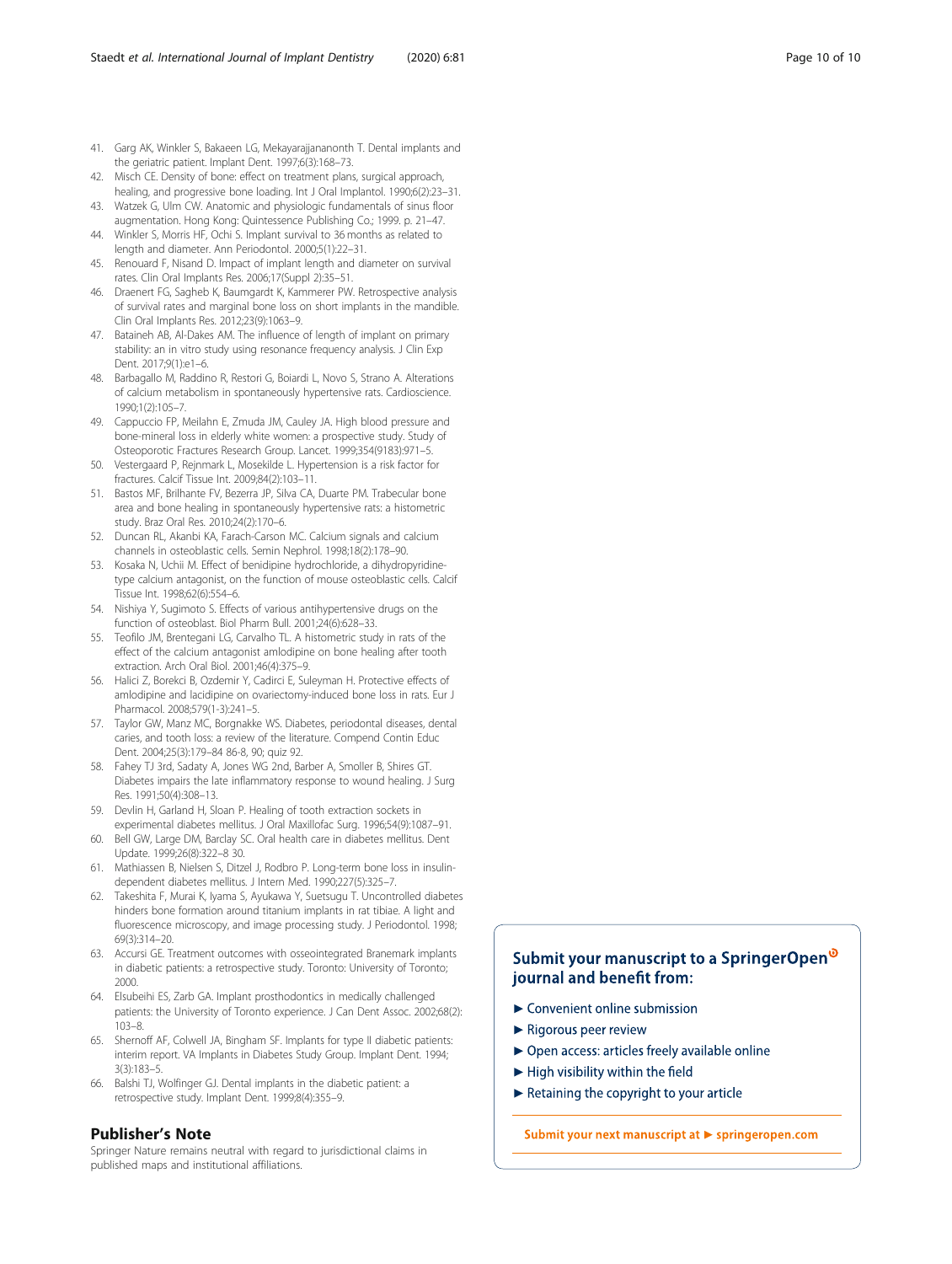41. Garg AK, Winkler S, Bakaeen LG, Mekayarajjananonth T. Dental implants and the geriatric patient. Implant Dent. 1997;6(3):168–73.
42. Misch CE. Density of bone: effect on treatment plans, surgical approach, healing, and progressive bone loading. Int J Oral Implantol. 1990;6(2):23–31.
43. Watzek G, Ulm CW. Anatomic and physiologic fundamentals of sinus floor augmentation. Hong Kong: Quintessence Publishing Co.; 1999. p. 21–47.
44. Winkler S, Morris HF, Ochi S. Implant survival to 36 months as related to length and diameter. Ann Periodontol. 2000;5(1):22–31.
45. Renouard F, Nisand D. Impact of implant length and diameter on survival rates. Clin Oral Implants Res. 2006;17(Suppl 2):35–51.
46. Draenert FG, Sagheb K, Baumgardt K, Kammerer PW. Retrospective analysis of survival rates and marginal bone loss on short implants in the mandible. Clin Oral Implants Res. 2012;23(9):1063–9.
47. Bataineh AB, Al-Dakes AM. The influence of length of implant on primary stability: an in vitro study using resonance frequency analysis. J Clin Exp Dent. 2017;9(1):e1–6.
48. Barbagallo M, Raddino R, Restori G, Boiardi L, Novo S, Strano A. Alterations of calcium metabolism in spontaneously hypertensive rats. Cardioscience. 1990;1(2):105–7.
49. Cappuccio FP, Meilahn E, Zmuda JM, Cauley JA. High blood pressure and bone-mineral loss in elderly white women: a prospective study. Study of Osteoporotic Fractures Research Group. Lancet. 1999;354(9183):971–5.
50. Vestergaard P, Rejnmark L, Mosekilde L. Hypertension is a risk factor for fractures. Calcif Tissue Int. 2009;84(2):103–11.
51. Bastos MF, Brilhante FV, Bezerra JP, Silva CA, Duarte PM. Trabecular bone area and bone healing in spontaneously hypertensive rats: a histometric study. Braz Oral Res. 2010;24(2):170–6.
52. Duncan RL, Akanbi KA, Farach-Carson MC. Calcium signals and calcium channels in osteoblastic cells. Semin Nephrol. 1998;18(2):178–90.
53. Kosaka N, Uchii M. Effect of benidipine hydrochloride, a dihydropyridine-type calcium antagonist, on the function of mouse osteoblastic cells. Calcif Tissue Int. 1998;62(6):554–6.
54. Nishiya Y, Sugimoto S. Effects of various antihypertensive drugs on the function of osteoblast. Biol Pharm Bull. 2001;24(6):628–33.
55. Teofilo JM, Brentegani LG, Carvalho TL. A histometric study in rats of the effect of the calcium antagonist amlodipine on bone healing after tooth extraction. Arch Oral Biol. 2001;46(4):375–9.
56. Halici Z, Borekci B, Ozdemir Y, Cadirci E, Suleyman H. Protective effects of amlodipine and lacidipine on ovariectomy-induced bone loss in rats. Eur J Pharmacol. 2008;579(1-3):241–5.
57. Taylor GW, Manz MC, Borgnakke WS. Diabetes, periodontal diseases, dental caries, and tooth loss: a review of the literature. Compend Contin Educ Dent. 2004;25(3):179–84 86-8, 90; quiz 92.
58. Fahey TJ 3rd, Sadaty A, Jones WG 2nd, Barber A, Smoller B, Shires GT. Diabetes impairs the late inflammatory response to wound healing. J Surg Res. 1991;50(4):308–13.
59. Devlin H, Garland H, Sloan P. Healing of tooth extraction sockets in experimental diabetes mellitus. J Oral Maxillofac Surg. 1996;54(9):1087–91.
60. Bell GW, Large DM, Barclay SC. Oral health care in diabetes mellitus. Dent Update. 1999;26(8):322–8 30.
61. Mathiassen B, Nielsen S, Ditzel J, Rodbro P. Long-term bone loss in insulin-dependent diabetes mellitus. J Intern Med. 1990;227(5):325–7.
62. Takeshita F, Murai K, Iyama S, Ayukawa Y, Suetsugu T. Uncontrolled diabetes hinders bone formation around titanium implants in rat tibiae. A light and fluorescence microscopy, and image processing study. J Periodontol. 1998; 69(3):314–20.
63. Accursi GE. Treatment outcomes with osseointegrated Branemark implants in diabetic patients: a retrospective study. Toronto: University of Toronto; 2000.
64. Elsubeihi ES, Zarb GA. Implant prosthodontics in medically challenged patients: the University of Toronto experience. J Can Dent Assoc. 2002;68(2): 103–8.
65. Shernoff AF, Colwell JA, Bingham SF. Implants for type II diabetic patients: interim report. VA Implants in Diabetes Study Group. Implant Dent. 1994; 3(3):183–5.
66. Balshi TJ, Wolfinger GJ. Dental implants in the diabetic patient: a retrospective study. Implant Dent. 1999;8(4):355–9.

## Publisher's Note

Springer Nature remains neutral with regard to jurisdictional claims in published maps and institutional affiliations.

**Submit your manuscript to a SpringerOpen journal and benefit from:**

- Convenient online submission
- Rigorous peer review
- Open access: articles freely available online
- High visibility within the field
- Retaining the copyright to your article

**Submit your next manuscript at ► springeropen.com**